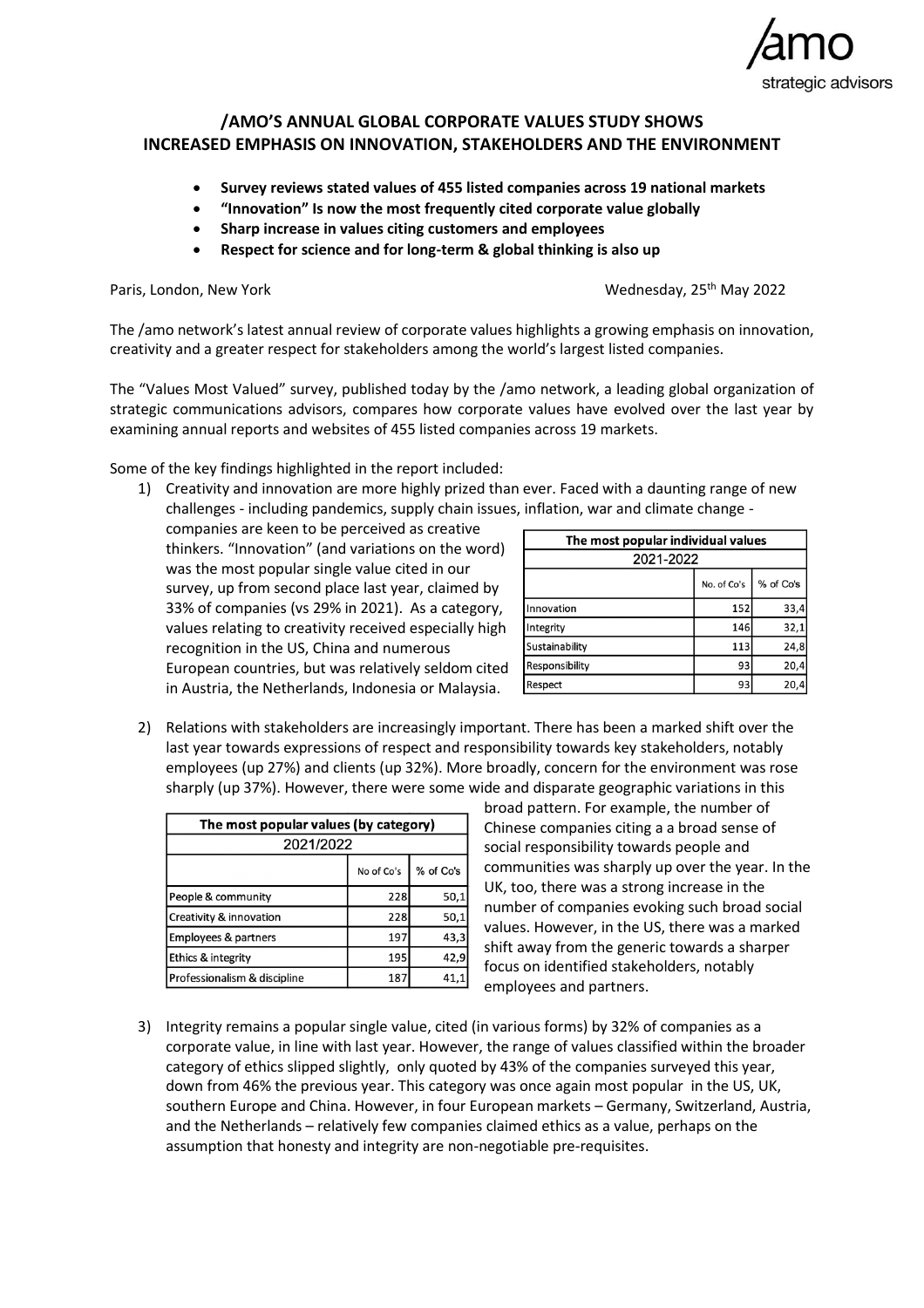# /AMO'S ANNUAL GLOBAL CORPORATE VALUES STUDY SHOWS INCREASED EMPHASIS ON INNOVATION, STAKEHOLDERS AND THE ENVIRONMENT

- **Survey reviews stated values of 455 listed companies across 19 national markets**
- **"Innovation" Is now the most frequently cited corporate value globally**
- **Sharp increase in values citing customers and employees**
- **Respect for science and for long-term & global thinking is also up**

Paris, London, New York

Wednesday, 25th May 2022

The /amo network's latest annual review of corporate values highlights a growing emphasis on innovation, creativity and a greater respect for stakeholders among the world's largest listed companies.

The "Values Most Valued" survey, published today by the /amo network, a leading global organization of strategic communications advisors, compares how corporate values have evolved over the last year by examining annual reports and websites of 455 listed companies across 19 markets.

Some of the key findings highlighted in the report included:

1) Creativity and innovation are more highly prized than ever. Faced with a daunting range of new challenges - including pandemics, supply chain issues, inflation, war and climate change - companies are keen to be perceived as creative thinkers. "Innovation" (and variations on the word) was the most popular single value cited in our survey, up from second place last year, claimed by 33% of companies (vs 29% in 2021). As a category, values relating to creativity received especially high recognition in the US, China and numerous European countries, but was relatively seldom cited in Austria, the Netherlands, Indonesia or Malaysia.

| The most popular individual values | | |
|---|---|---|
| 2021-2022 | | |
| | No. of Co's | % of Co's |
| Innovation | 152 | 33,4 |
| Integrity | 146 | 32,1 |
| Sustainability | 113 | 24,8 |
| Responsibility | 93 | 20,4 |
| Respect | 93 | 20,4 |

2) Relations with stakeholders are increasingly important. There has been a marked shift over the last year towards expressions of respect and responsibility towards key stakeholders, notably employees (up 27%) and clients (up 32%). More broadly, concern for the environment was rose sharply (up 37%). However, there were some wide and disparate geographic variations in this broad pattern. For example, the number of Chinese companies citing a a broad sense of social responsibility towards people and communities was sharply up over the year. In the UK, too, there was a strong increase in the number of companies evoking such broad social values. However, in the US, there was a marked shift away from the generic towards a sharper focus on identified stakeholders, notably employees and partners.

| The most popular values (by category) | | |
|---|---|---|
| 2021/2022 | | |
| | No of Co's | % of Co's |
| People & community | 228 | 50,1 |
| Creativity & innovation | 228 | 50,1 |
| Employees & partners | 197 | 43,3 |
| Ethics & integrity | 195 | 42,9 |
| Professionalism & discipline | 187 | 41,1 |

3) Integrity remains a popular single value, cited (in various forms) by 32% of companies as a corporate value, in line with last year. However, the range of values classified within the broader category of ethics slipped slightly, only quoted by 43% of the companies surveyed this year, down from 46% the previous year. This category was once again most popular in the US, UK, southern Europe and China. However, in four European markets – Germany, Switzerland, Austria, and the Netherlands – relatively few companies claimed ethics as a value, perhaps on the assumption that honesty and integrity are non-negotiable pre-requisites.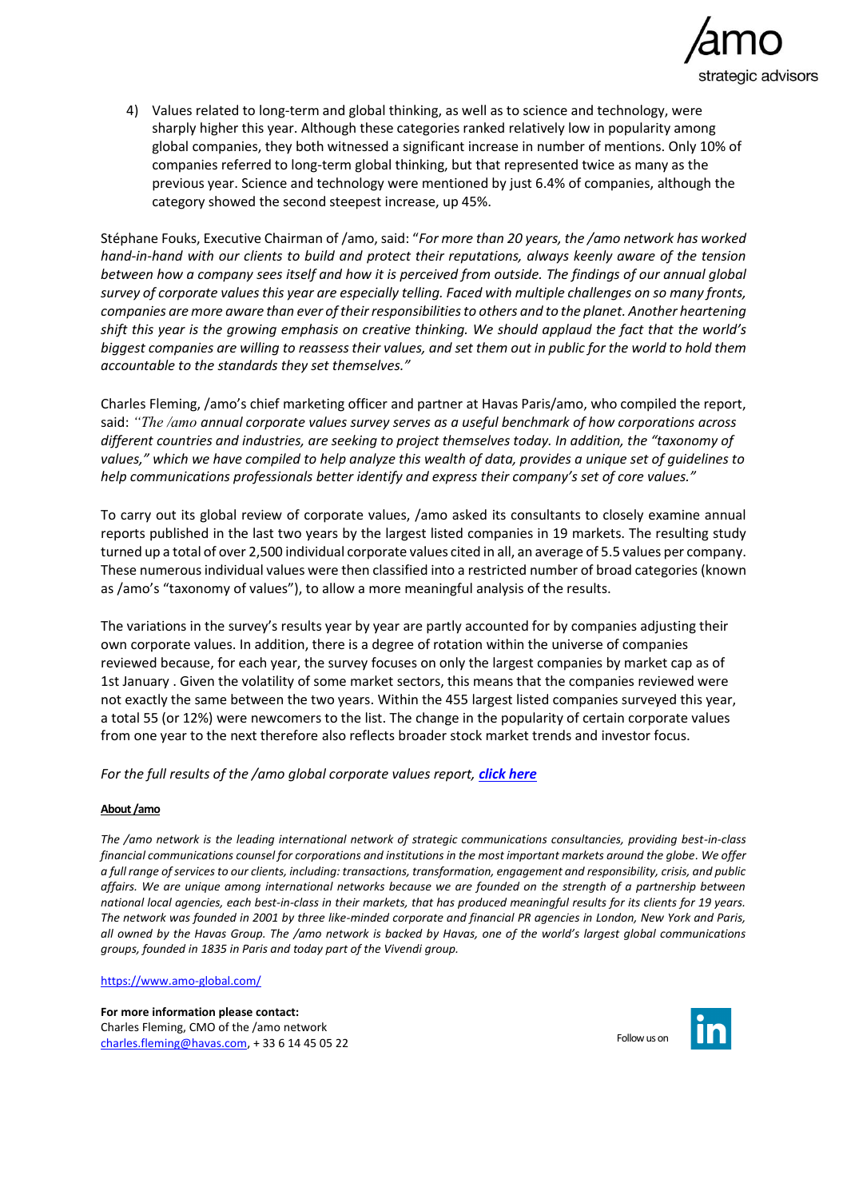4) Values related to long-term and global thinking, as well as to science and technology, were sharply higher this year. Although these categories ranked relatively low in popularity among global companies, they both witnessed a significant increase in number of mentions. Only 10% of companies referred to long-term global thinking, but that represented twice as many as the previous year. Science and technology were mentioned by just 6.4% of companies, although the category showed the second steepest increase, up 45%.

Stéphane Fouks, Executive Chairman of /amo, said: "*For more than 20 years, the /amo network has worked hand-in-hand with our clients to build and protect their reputations, always keenly aware of the tension between how a company sees itself and how it is perceived from outside. The findings of our annual global survey of corporate values this year are especially telling. Faced with multiple challenges on so many fronts, companies are more aware than ever of their responsibilities to others and to the planet. Another heartening shift this year is the growing emphasis on creative thinking. We should applaud the fact that the world's biggest companies are willing to reassess their values, and set them out in public for the world to hold them accountable to the standards they set themselves."*

Charles Fleming, /amo's chief marketing officer and partner at Havas Paris/amo, who compiled the report, said: *"The /amo annual corporate values survey serves as a useful benchmark of how corporations across different countries and industries, are seeking to project themselves today. In addition, the "taxonomy of values," which we have compiled to help analyze this wealth of data, provides a unique set of guidelines to help communications professionals better identify and express their company's set of core values."*

To carry out its global review of corporate values, /amo asked its consultants to closely examine annual reports published in the last two years by the largest listed companies in 19 markets. The resulting study turned up a total of over 2,500 individual corporate values cited in all, an average of 5.5 values per company. These numerous individual values were then classified into a restricted number of broad categories (known as /amo's "taxonomy of values"), to allow a more meaningful analysis of the results.

The variations in the survey's results year by year are partly accounted for by companies adjusting their own corporate values. In addition, there is a degree of rotation within the universe of companies reviewed because, for each year, the survey focuses on only the largest companies by market cap as of 1st January . Given the volatility of some market sectors, this means that the companies reviewed were not exactly the same between the two years. Within the 455 largest listed companies surveyed this year, a total 55 (or 12%) were newcomers to the list. The change in the popularity of certain corporate values from one year to the next therefore also reflects broader stock market trends and investor focus.

*For the full results of the /amo global corporate values report,* ***click here***

**About /amo**

*The /amo network is the leading international network of strategic communications consultancies, providing best-in-class financial communications counsel for corporations and institutions in the most important markets around the globe. We offer a full range of services to our clients, including: transactions, transformation, engagement and responsibility, crisis, and public affairs. We are unique among international networks because we are founded on the strength of a partnership between national local agencies, each best-in-class in their markets, that has produced meaningful results for its clients for 19 years. The network was founded in 2001 by three like-minded corporate and financial PR agencies in London, New York and Paris, all owned by the Havas Group. The /amo network is backed by Havas, one of the world's largest global communications groups, founded in 1835 in Paris and today part of the Vivendi group.*

https://www.amo-global.com/

**For more information please contact:**
Charles Fleming, CMO of the /amo network
charles.fleming@havas.com, + 33 6 14 45 05 22

Follow us on